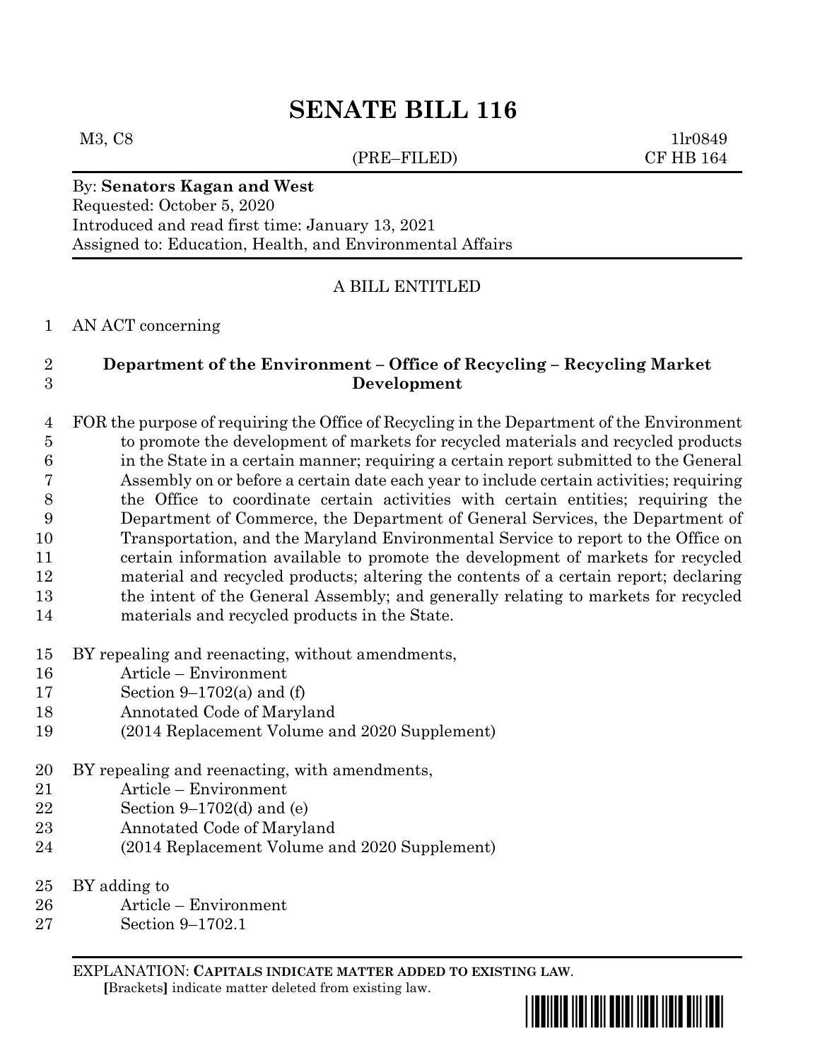# SENATE BILL 116

M3, C8 (PRE–FILED) 1lr0849
CF HB 164

By: **Senators Kagan and West**
Requested: October 5, 2020
Introduced and read first time: January 13, 2021
Assigned to: Education, Health, and Environmental Affairs

A BILL ENTITLED

AN ACT concerning

**Department of the Environment – Office of Recycling – Recycling Market Development**

FOR the purpose of requiring the Office of Recycling in the Department of the Environment to promote the development of markets for recycled materials and recycled products in the State in a certain manner; requiring a certain report submitted to the General Assembly on or before a certain date each year to include certain activities; requiring the Office to coordinate certain activities with certain entities; requiring the Department of Commerce, the Department of General Services, the Department of Transportation, and the Maryland Environmental Service to report to the Office on certain information available to promote the development of markets for recycled material and recycled products; altering the contents of a certain report; declaring the intent of the General Assembly; and generally relating to markets for recycled materials and recycled products in the State.

BY repealing and reenacting, without amendments,
Article – Environment
Section 9–1702(a) and (f)
Annotated Code of Maryland
(2014 Replacement Volume and 2020 Supplement)

BY repealing and reenacting, with amendments,
Article – Environment
Section 9–1702(d) and (e)
Annotated Code of Maryland
(2014 Replacement Volume and 2020 Supplement)

BY adding to
Article – Environment
Section 9–1702.1

EXPLANATION: **CAPITALS INDICATE MATTER ADDED TO EXISTING LAW**.
**[**Brackets**]** indicate matter deleted from existing law.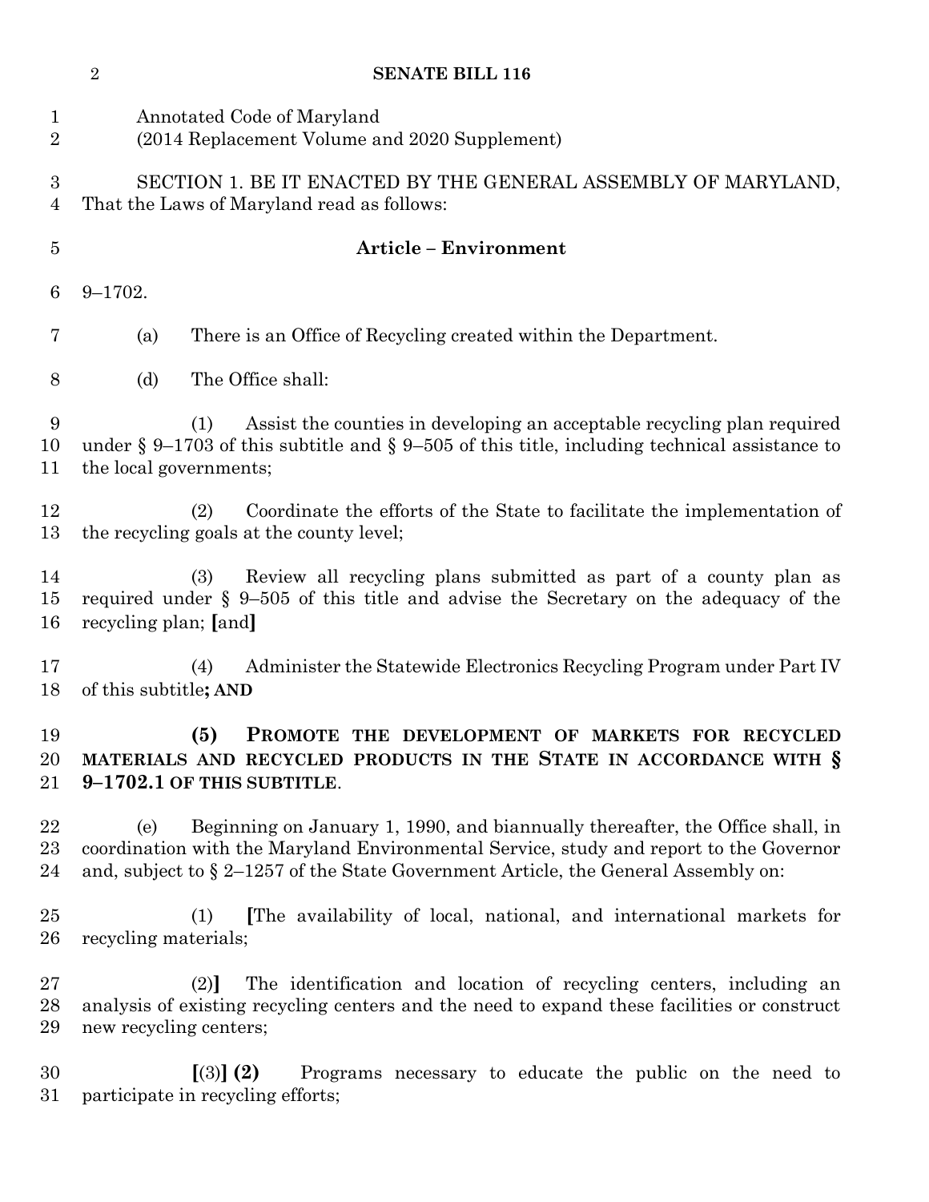Annotated Code of Maryland
(2014 Replacement Volume and 2020 Supplement)

SECTION 1. BE IT ENACTED BY THE GENERAL ASSEMBLY OF MARYLAND, That the Laws of Maryland read as follows:

**Article – Environment**

9–1702.

(a) There is an Office of Recycling created within the Department.

(d) The Office shall:

(1) Assist the counties in developing an acceptable recycling plan required under § 9–1703 of this subtitle and § 9–505 of this title, including technical assistance to the local governments;

(2) Coordinate the efforts of the State to facilitate the implementation of the recycling goals at the county level;

(3) Review all recycling plans submitted as part of a county plan as required under § 9–505 of this title and advise the Secretary on the adequacy of the recycling plan; **[**and**]**

(4) Administer the Statewide Electronics Recycling Program under Part IV of this subtitle**; AND**

**(5) PROMOTE THE DEVELOPMENT OF MARKETS FOR RECYCLED MATERIALS AND RECYCLED PRODUCTS IN THE STATE IN ACCORDANCE WITH § 9–1702.1 OF THIS SUBTITLE**.

(e) Beginning on January 1, 1990, and biannually thereafter, the Office shall, in coordination with the Maryland Environmental Service, study and report to the Governor and, subject to § 2–1257 of the State Government Article, the General Assembly on:

(1) **[**The availability of local, national, and international markets for recycling materials;

(2)**]** The identification and location of recycling centers, including an analysis of existing recycling centers and the need to expand these facilities or construct new recycling centers;

**[**(3)**] (2)** Programs necessary to educate the public on the need to participate in recycling efforts;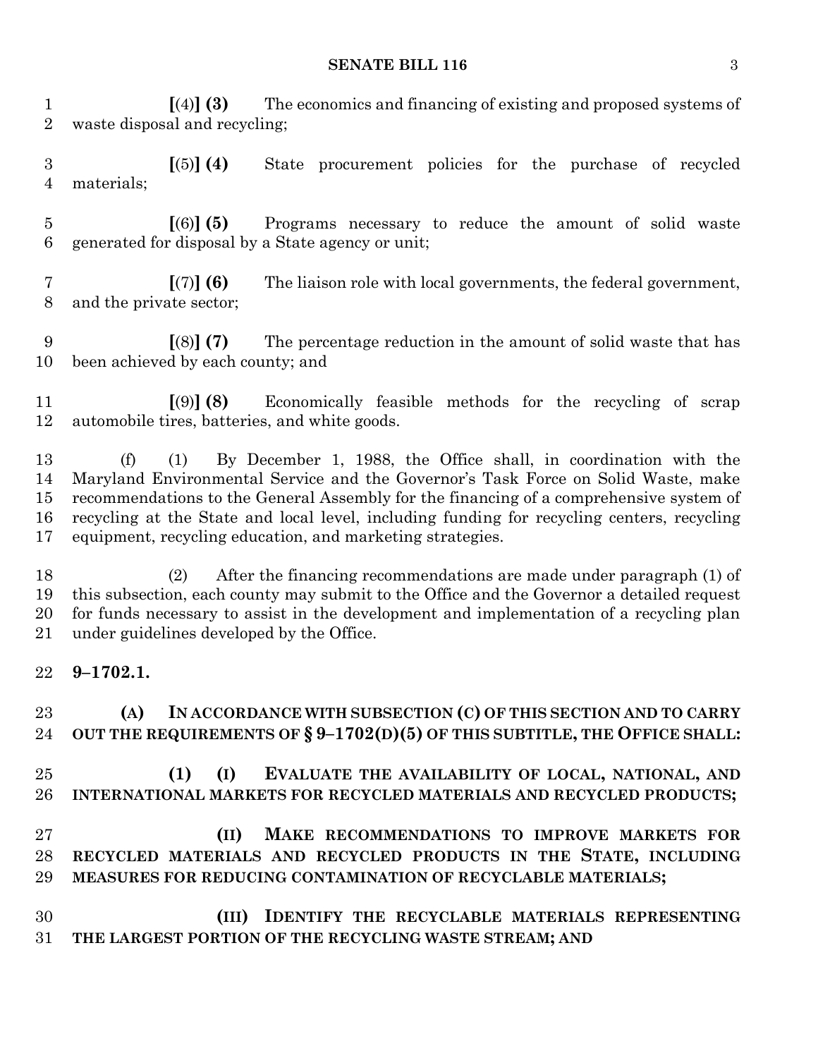[(4)] **(3)** The economics and financing of existing and proposed systems of waste disposal and recycling;

[(5)] **(4)** State procurement policies for the purchase of recycled materials;

[(6)] **(5)** Programs necessary to reduce the amount of solid waste generated for disposal by a State agency or unit;

[(7)] **(6)** The liaison role with local governments, the federal government, and the private sector;

[(8)] **(7)** The percentage reduction in the amount of solid waste that has been achieved by each county; and

[(9)] **(8)** Economically feasible methods for the recycling of scrap automobile tires, batteries, and white goods.

(f) (1) By December 1, 1988, the Office shall, in coordination with the Maryland Environmental Service and the Governor's Task Force on Solid Waste, make recommendations to the General Assembly for the financing of a comprehensive system of recycling at the State and local level, including funding for recycling centers, recycling equipment, recycling education, and marketing strategies.

(2) After the financing recommendations are made under paragraph (1) of this subsection, each county may submit to the Office and the Governor a detailed request for funds necessary to assist in the development and implementation of a recycling plan under guidelines developed by the Office.

**9–1702.1.**

**(A) IN ACCORDANCE WITH SUBSECTION (C) OF THIS SECTION AND TO CARRY OUT THE REQUIREMENTS OF § 9–1702(D)(5) OF THIS SUBTITLE, THE OFFICE SHALL:**

**(1) (I) EVALUATE THE AVAILABILITY OF LOCAL, NATIONAL, AND INTERNATIONAL MARKETS FOR RECYCLED MATERIALS AND RECYCLED PRODUCTS;**

**(II) MAKE RECOMMENDATIONS TO IMPROVE MARKETS FOR RECYCLED MATERIALS AND RECYCLED PRODUCTS IN THE STATE, INCLUDING MEASURES FOR REDUCING CONTAMINATION OF RECYCLABLE MATERIALS;**

**(III) IDENTIFY THE RECYCLABLE MATERIALS REPRESENTING THE LARGEST PORTION OF THE RECYCLING WASTE STREAM; AND**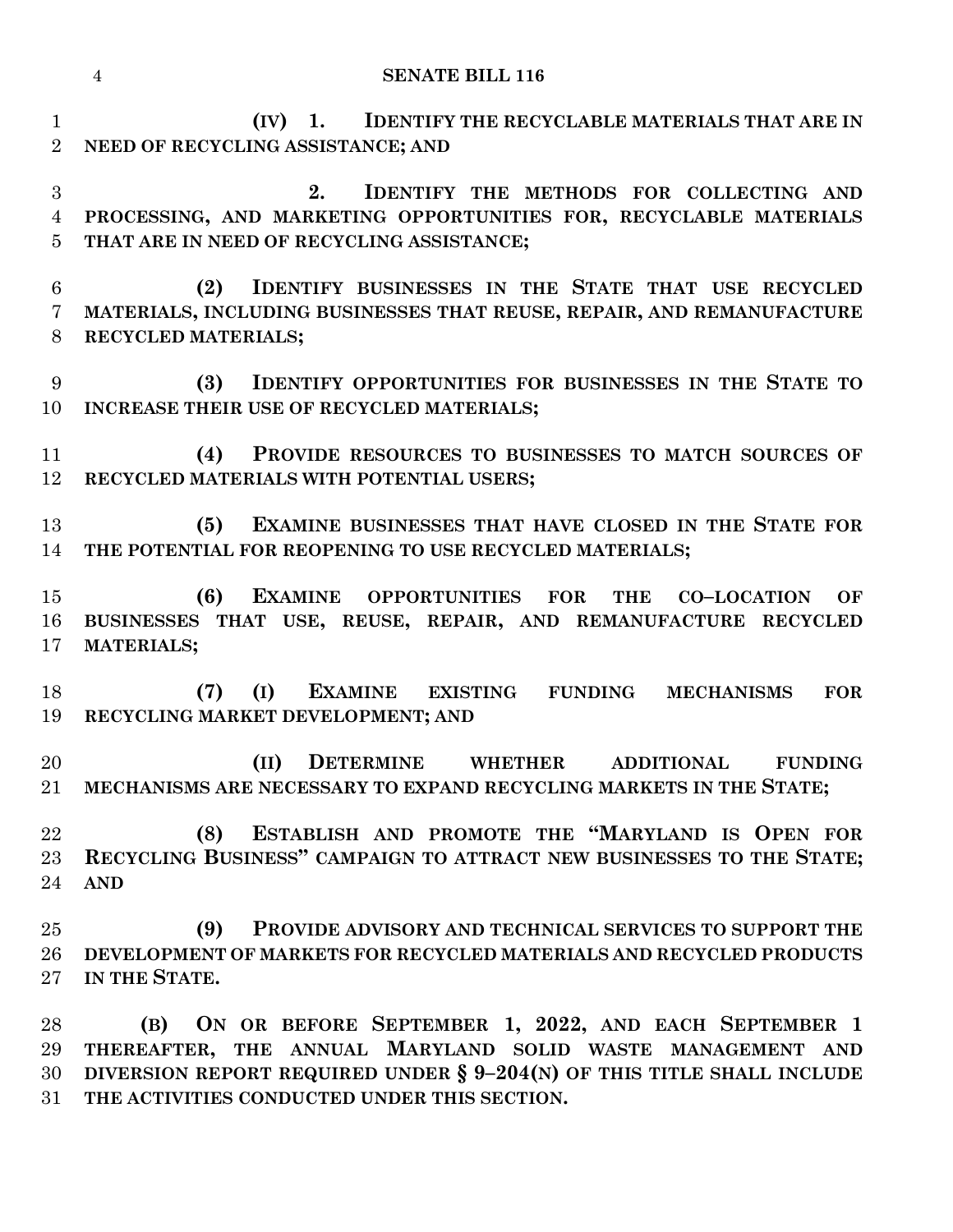**(IV) 1. IDENTIFY THE RECYCLABLE MATERIALS THAT ARE IN NEED OF RECYCLING ASSISTANCE; AND**

**2. IDENTIFY THE METHODS FOR COLLECTING AND PROCESSING, AND MARKETING OPPORTUNITIES FOR, RECYCLABLE MATERIALS THAT ARE IN NEED OF RECYCLING ASSISTANCE;**

**(2) IDENTIFY BUSINESSES IN THE STATE THAT USE RECYCLED MATERIALS, INCLUDING BUSINESSES THAT REUSE, REPAIR, AND REMANUFACTURE RECYCLED MATERIALS;**

**(3) IDENTIFY OPPORTUNITIES FOR BUSINESSES IN THE STATE TO INCREASE THEIR USE OF RECYCLED MATERIALS;**

**(4) PROVIDE RESOURCES TO BUSINESSES TO MATCH SOURCES OF RECYCLED MATERIALS WITH POTENTIAL USERS;**

**(5) EXAMINE BUSINESSES THAT HAVE CLOSED IN THE STATE FOR THE POTENTIAL FOR REOPENING TO USE RECYCLED MATERIALS;**

**(6) EXAMINE OPPORTUNITIES FOR THE CO–LOCATION OF BUSINESSES THAT USE, REUSE, REPAIR, AND REMANUFACTURE RECYCLED MATERIALS;**

**(7) (I) EXAMINE EXISTING FUNDING MECHANISMS FOR RECYCLING MARKET DEVELOPMENT; AND**

**(II) DETERMINE WHETHER ADDITIONAL FUNDING MECHANISMS ARE NECESSARY TO EXPAND RECYCLING MARKETS IN THE STATE;**

**(8) ESTABLISH AND PROMOTE THE "MARYLAND IS OPEN FOR RECYCLING BUSINESS" CAMPAIGN TO ATTRACT NEW BUSINESSES TO THE STATE; AND**

**(9) PROVIDE ADVISORY AND TECHNICAL SERVICES TO SUPPORT THE DEVELOPMENT OF MARKETS FOR RECYCLED MATERIALS AND RECYCLED PRODUCTS IN THE STATE.**

**(B) ON OR BEFORE SEPTEMBER 1, 2022, AND EACH SEPTEMBER 1 THEREAFTER, THE ANNUAL MARYLAND SOLID WASTE MANAGEMENT AND DIVERSION REPORT REQUIRED UNDER § 9–204(N) OF THIS TITLE SHALL INCLUDE THE ACTIVITIES CONDUCTED UNDER THIS SECTION.**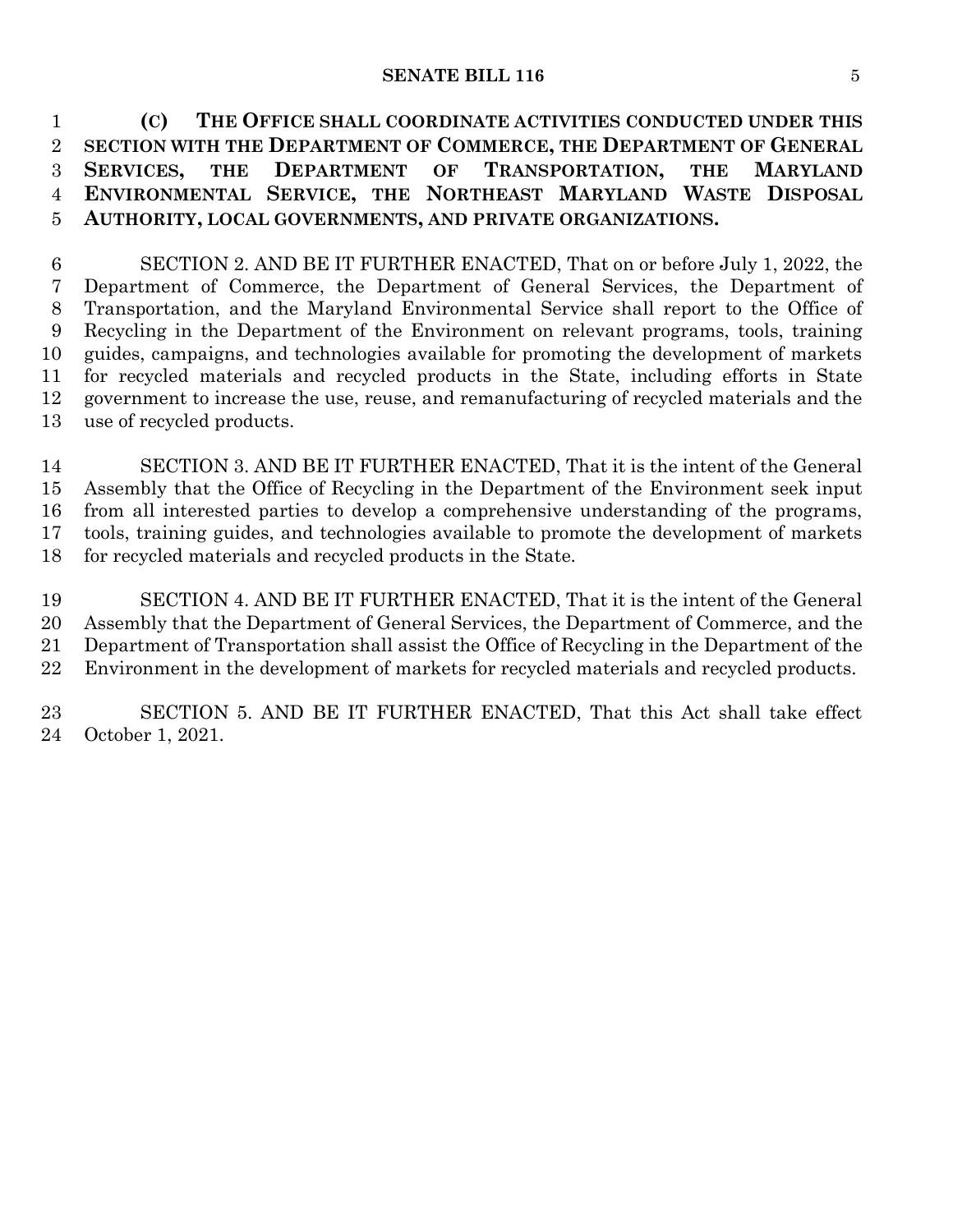**(C) THE OFFICE SHALL COORDINATE ACTIVITIES CONDUCTED UNDER THIS SECTION WITH THE DEPARTMENT OF COMMERCE, THE DEPARTMENT OF GENERAL SERVICES, THE DEPARTMENT OF TRANSPORTATION, THE MARYLAND ENVIRONMENTAL SERVICE, THE NORTHEAST MARYLAND WASTE DISPOSAL AUTHORITY, LOCAL GOVERNMENTS, AND PRIVATE ORGANIZATIONS.**

SECTION 2. AND BE IT FURTHER ENACTED, That on or before July 1, 2022, the Department of Commerce, the Department of General Services, the Department of Transportation, and the Maryland Environmental Service shall report to the Office of Recycling in the Department of the Environment on relevant programs, tools, training guides, campaigns, and technologies available for promoting the development of markets for recycled materials and recycled products in the State, including efforts in State government to increase the use, reuse, and remanufacturing of recycled materials and the use of recycled products.

SECTION 3. AND BE IT FURTHER ENACTED, That it is the intent of the General Assembly that the Office of Recycling in the Department of the Environment seek input from all interested parties to develop a comprehensive understanding of the programs, tools, training guides, and technologies available to promote the development of markets for recycled materials and recycled products in the State.

SECTION 4. AND BE IT FURTHER ENACTED, That it is the intent of the General Assembly that the Department of General Services, the Department of Commerce, and the Department of Transportation shall assist the Office of Recycling in the Department of the Environment in the development of markets for recycled materials and recycled products.

SECTION 5. AND BE IT FURTHER ENACTED, That this Act shall take effect October 1, 2021.